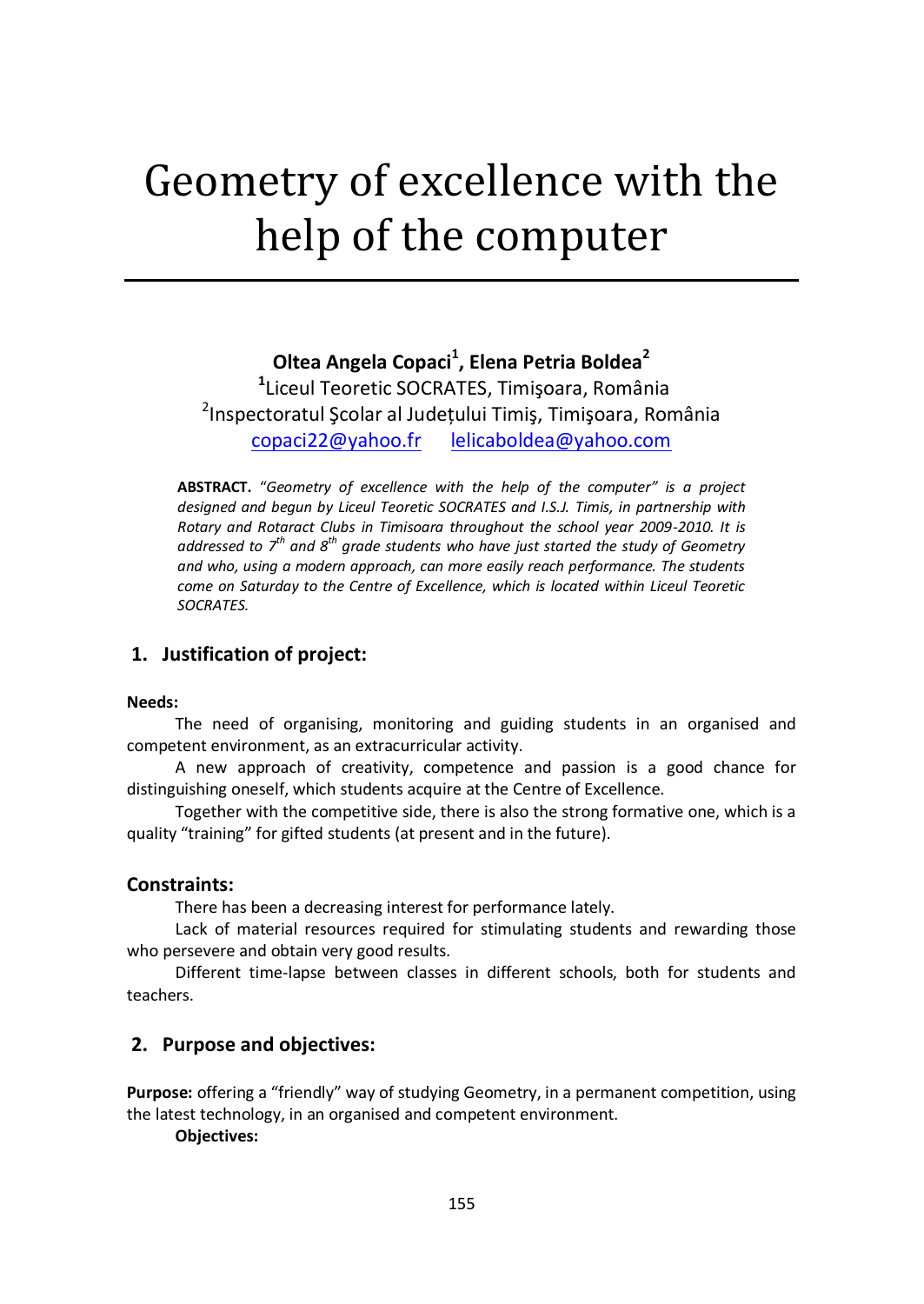# Geometry of excellence with the help of the computer

**Oltea Angela Copaci[1], Elena Petria Boldea[2]**

[1]Liceul Teoretic SOCRATES, Timişoara, România
[2]Inspectoratul Şcolar al Județului Timiş, Timişoara, România
copaci22@yahoo.fr lelicaboldea@yahoo.com

**ABSTRACT.** *"Geometry of excellence with the help of the computer" is a project designed and begun by Liceul Teoretic SOCRATES and I.S.J. Timis, in partnership with Rotary and Rotaract Clubs in Timisoara throughout the school year 2009-2010. It is addressed to 7th and 8th grade students who have just started the study of Geometry and who, using a modern approach, can more easily reach performance. The students come on Saturday to the Centre of Excellence, which is located within Liceul Teoretic SOCRATES.*

## 1. Justification of project:

**Needs:**

The need of organising, monitoring and guiding students in an organised and competent environment, as an extracurricular activity.

A new approach of creativity, competence and passion is a good chance for distinguishing oneself, which students acquire at the Centre of Excellence.

Together with the competitive side, there is also the strong formative one, which is a quality "training" for gifted students (at present and in the future).

### Constraints:

There has been a decreasing interest for performance lately.

Lack of material resources required for stimulating students and rewarding those who persevere and obtain very good results.

Different time-lapse between classes in different schools, both for students and teachers.

## 2. Purpose and objectives:

**Purpose:** offering a "friendly" way of studying Geometry, in a permanent competition, using the latest technology, in an organised and competent environment.

**Objectives:**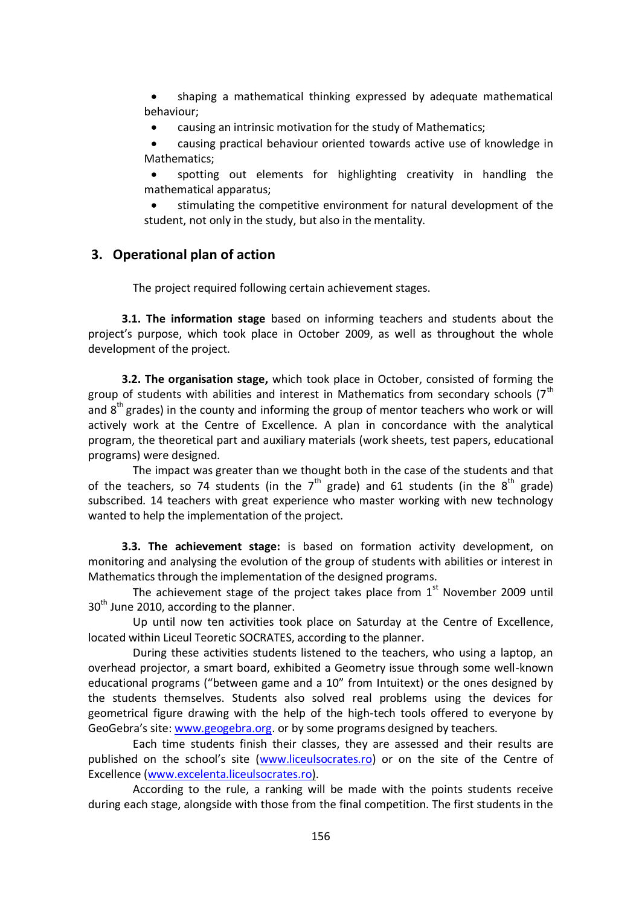- shaping a mathematical thinking expressed by adequate mathematical behaviour;
- causing an intrinsic motivation for the study of Mathematics;
- causing practical behaviour oriented towards active use of knowledge in Mathematics;
- spotting out elements for highlighting creativity in handling the mathematical apparatus;
- stimulating the competitive environment for natural development of the student, not only in the study, but also in the mentality.

## 3. Operational plan of action

The project required following certain achievement stages.

**3.1. The information stage** based on informing teachers and students about the project's purpose, which took place in October 2009, as well as throughout the whole development of the project.

**3.2. The organisation stage,** which took place in October, consisted of forming the group of students with abilities and interest in Mathematics from secondary schools (7th and 8th grades) in the county and informing the group of mentor teachers who work or will actively work at the Centre of Excellence. A plan in concordance with the analytical program, the theoretical part and auxiliary materials (work sheets, test papers, educational programs) were designed.

The impact was greater than we thought both in the case of the students and that of the teachers, so 74 students (in the 7th grade) and 61 students (in the 8th grade) subscribed. 14 teachers with great experience who master working with new technology wanted to help the implementation of the project.

**3.3. The achievement stage:** is based on formation activity development, on monitoring and analysing the evolution of the group of students with abilities or interest in Mathematics through the implementation of the designed programs.

The achievement stage of the project takes place from 1st November 2009 until 30th June 2010, according to the planner.

Up until now ten activities took place on Saturday at the Centre of Excellence, located within Liceul Teoretic SOCRATES, according to the planner.

During these activities students listened to the teachers, who using a laptop, an overhead projector, a smart board, exhibited a Geometry issue through some well-known educational programs ("between game and a 10" from Intuitext) or the ones designed by the students themselves. Students also solved real problems using the devices for geometrical figure drawing with the help of the high-tech tools offered to everyone by GeoGebra's site: www.geogebra.org. or by some programs designed by teachers.

Each time students finish their classes, they are assessed and their results are published on the school's site (www.liceulsocrates.ro) or on the site of the Centre of Excellence (www.excelenta.liceulsocrates.ro).

According to the rule, a ranking will be made with the points students receive during each stage, alongside with those from the final competition. The first students in the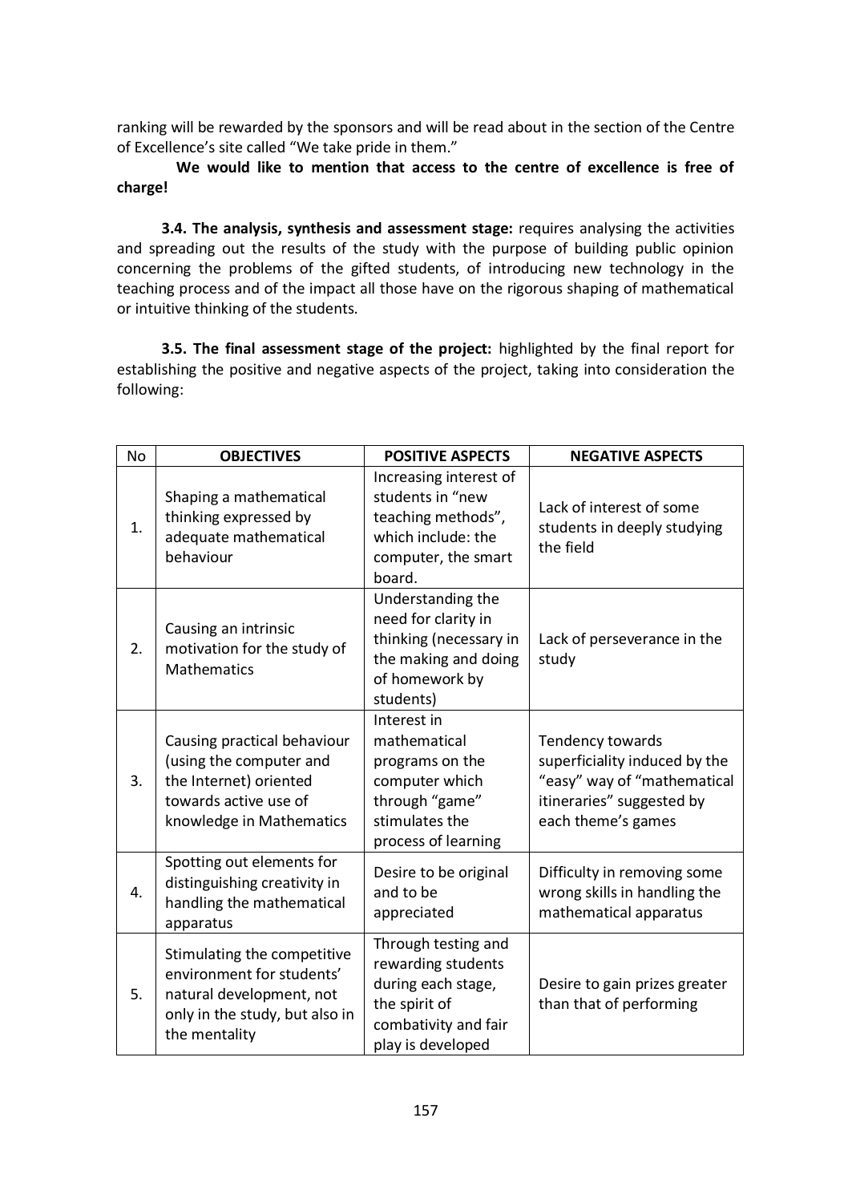ranking will be rewarded by the sponsors and will be read about in the section of the Centre of Excellence's site called "We take pride in them."

**We would like to mention that access to the centre of excellence is free of charge!**

**3.4. The analysis, synthesis and assessment stage:** requires analysing the activities and spreading out the results of the study with the purpose of building public opinion concerning the problems of the gifted students, of introducing new technology in the teaching process and of the impact all those have on the rigorous shaping of mathematical or intuitive thinking of the students.

**3.5. The final assessment stage of the project:** highlighted by the final report for establishing the positive and negative aspects of the project, taking into consideration the following:

| No | OBJECTIVES | POSITIVE ASPECTS | NEGATIVE ASPECTS |
|---|---|---|---|
| 1. | Shaping a mathematical thinking expressed by adequate mathematical behaviour | Increasing interest of students in "new teaching methods", which include: the computer, the smart board. | Lack of interest of some students in deeply studying the field |
| 2. | Causing an intrinsic motivation for the study of Mathematics | Understanding the need for clarity in thinking (necessary in the making and doing of homework by students) | Lack of perseverance in the study |
| 3. | Causing practical behaviour (using the computer and the Internet) oriented towards active use of knowledge in Mathematics | Interest in mathematical programs on the computer which through "game" stimulates the process of learning | Tendency towards superficiality induced by the "easy" way of "mathematical itineraries" suggested by each theme's games |
| 4. | Spotting out elements for distinguishing creativity in handling the mathematical apparatus | Desire to be original and to be appreciated | Difficulty in removing some wrong skills in handling the mathematical apparatus |
| 5. | Stimulating the competitive environment for students' natural development, not only in the study, but also in the mentality | Through testing and rewarding students during each stage, the spirit of combativity and fair play is developed | Desire to gain prizes greater than that of performing |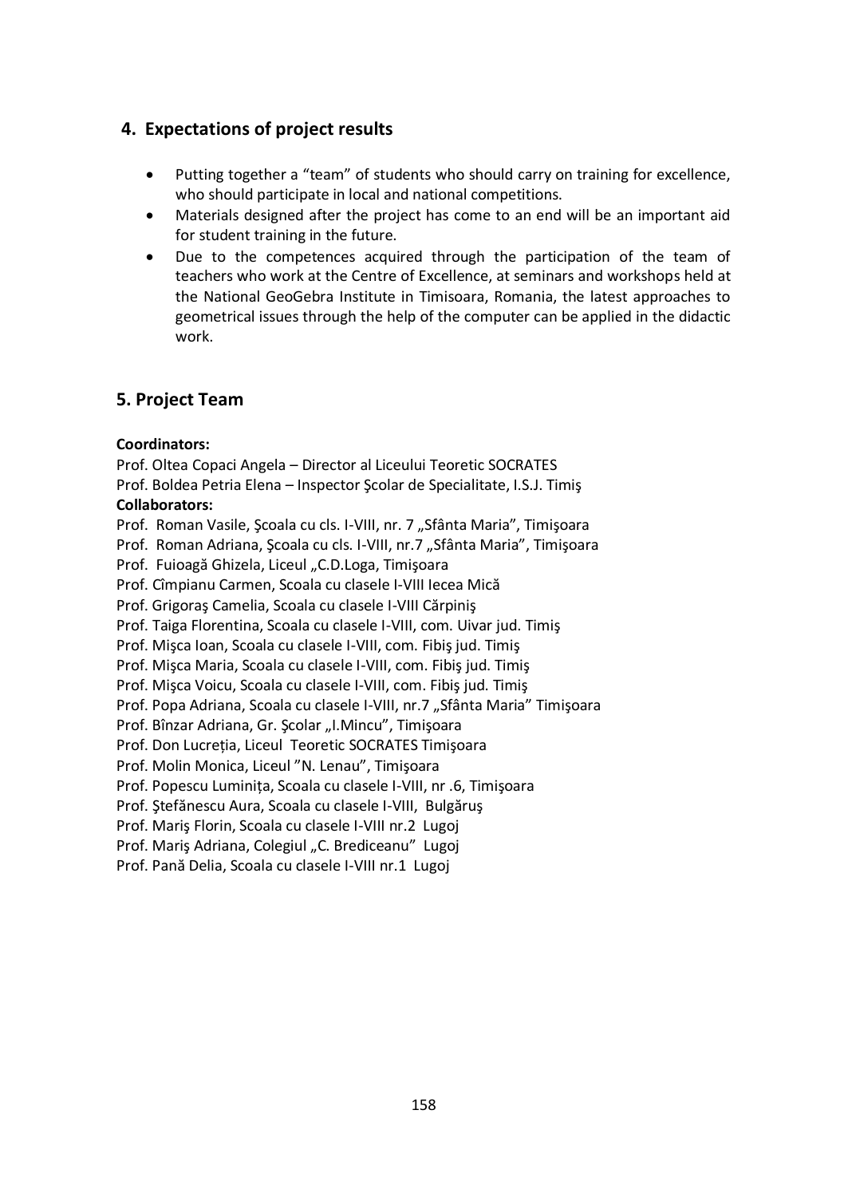## 4. Expectations of project results

- Putting together a “team” of students who should carry on training for excellence, who should participate in local and national competitions.
- Materials designed after the project has come to an end will be an important aid for student training in the future.
- Due to the competences acquired through the participation of the team of teachers who work at the Centre of Excellence, at seminars and workshops held at the National GeoGebra Institute in Timisoara, Romania, the latest approaches to geometrical issues through the help of the computer can be applied in the didactic work.

## 5. Project Team

**Coordinators:**

Prof. Oltea Copaci Angela – Director al Liceului Teoretic SOCRATES
Prof. Boldea Petria Elena – Inspector Şcolar de Specialitate, I.S.J. Timiş

**Collaborators:**

Prof. Roman Vasile, Şcoala cu cls. I-VIII, nr. 7 „Sfânta Maria”, Timişoara
Prof. Roman Adriana, Şcoala cu cls. I-VIII, nr.7 „Sfânta Maria”, Timişoara
Prof. Fuioagă Ghizela, Liceul „C.D.Loga, Timişoara
Prof. Cîmpianu Carmen, Scoala cu clasele I-VIII Iecea Mică
Prof. Grigoraş Camelia, Scoala cu clasele I-VIII Cărpiniş
Prof. Taiga Florentina, Scoala cu clasele I-VIII, com. Uivar jud. Timiş
Prof. Mişca Ioan, Scoala cu clasele I-VIII, com. Fibiş jud. Timiş
Prof. Mişca Maria, Scoala cu clasele I-VIII, com. Fibiş jud. Timiş
Prof. Mişca Voicu, Scoala cu clasele I-VIII, com. Fibiş jud. Timiş
Prof. Popa Adriana, Scoala cu clasele I-VIII, nr.7 „Sfânta Maria” Timişoara
Prof. Bînzar Adriana, Gr. Şcolar „I.Mincu”, Timişoara
Prof. Don Lucreția, Liceul Teoretic SOCRATES Timişoara
Prof. Molin Monica, Liceul ”N. Lenau”, Timişoara
Prof. Popescu Luminița, Scoala cu clasele I-VIII, nr .6, Timişoara
Prof. Ştefănescu Aura, Scoala cu clasele I-VIII, Bulgăruş
Prof. Mariş Florin, Scoala cu clasele I-VIII nr.2 Lugoj
Prof. Mariş Adriana, Colegiul „C. Brediceanu” Lugoj
Prof. Pană Delia, Scoala cu clasele I-VIII nr.1 Lugoj